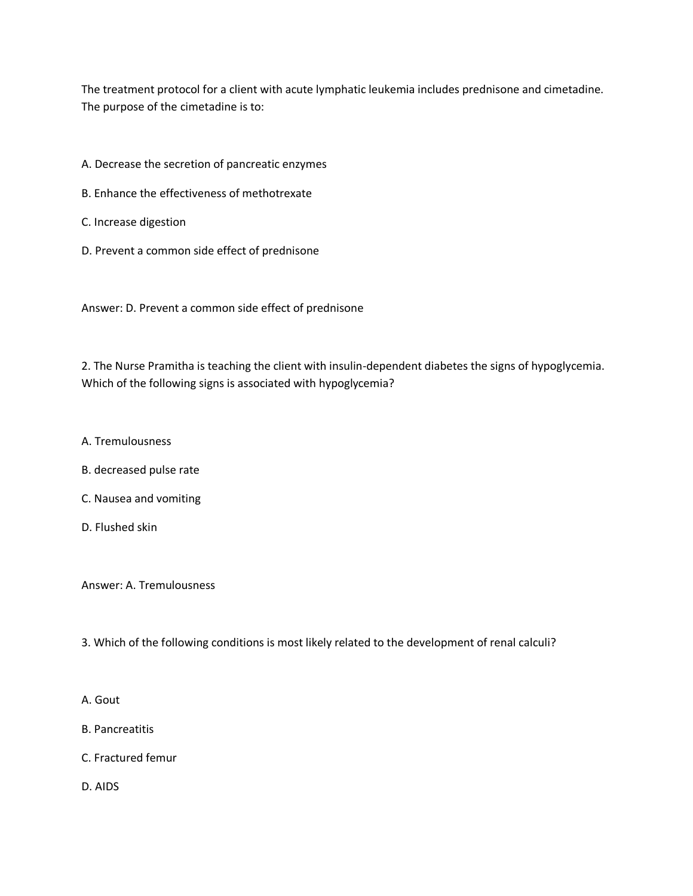The treatment protocol for a client with acute lymphatic leukemia includes prednisone and cimetadine. The purpose of the cimetadine is to:

A. Decrease the secretion of pancreatic enzymes

B. Enhance the effectiveness of methotrexate

C. Increase digestion

D. Prevent a common side effect of prednisone

Answer: D. Prevent a common side effect of prednisone

2. The Nurse Pramitha is teaching the client with insulin-dependent diabetes the signs of hypoglycemia. Which of the following signs is associated with hypoglycemia?

A. Tremulousness

B. decreased pulse rate

C. Nausea and vomiting

D. Flushed skin

Answer: A. Tremulousness

3. Which of the following conditions is most likely related to the development of renal calculi?

A. Gout

B. Pancreatitis

C. Fractured femur

D. AIDS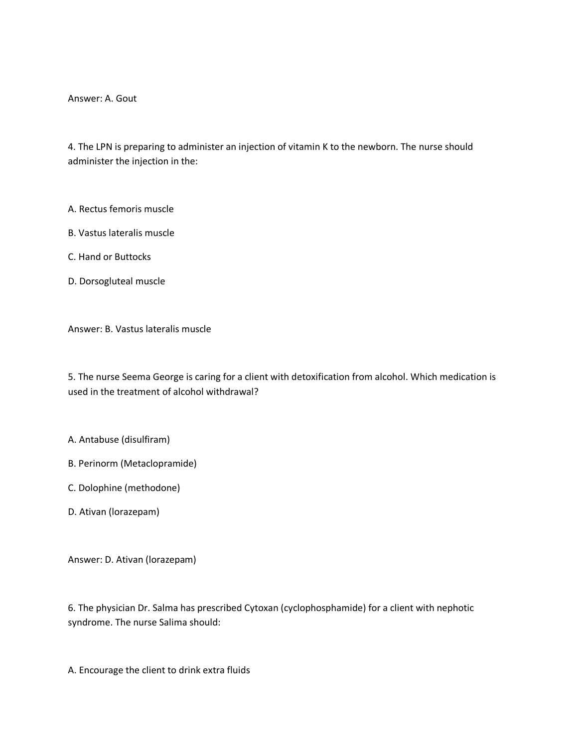Answer: A. Gout

4. The LPN is preparing to administer an injection of vitamin K to the newborn. The nurse should administer the injection in the:

A. Rectus femoris muscle

B. Vastus lateralis muscle

C. Hand or Buttocks

D. Dorsogluteal muscle

Answer: B. Vastus lateralis muscle

5. The nurse Seema George is caring for a client with detoxification from alcohol. Which medication is used in the treatment of alcohol withdrawal?

A. Antabuse (disulfiram)

B. Perinorm (Metaclopramide)

C. Dolophine (methodone)

D. Ativan (lorazepam)

Answer: D. Ativan (lorazepam)

6. The physician Dr. Salma has prescribed Cytoxan (cyclophosphamide) for a client with nephotic syndrome. The nurse Salima should:

A. Encourage the client to drink extra fluids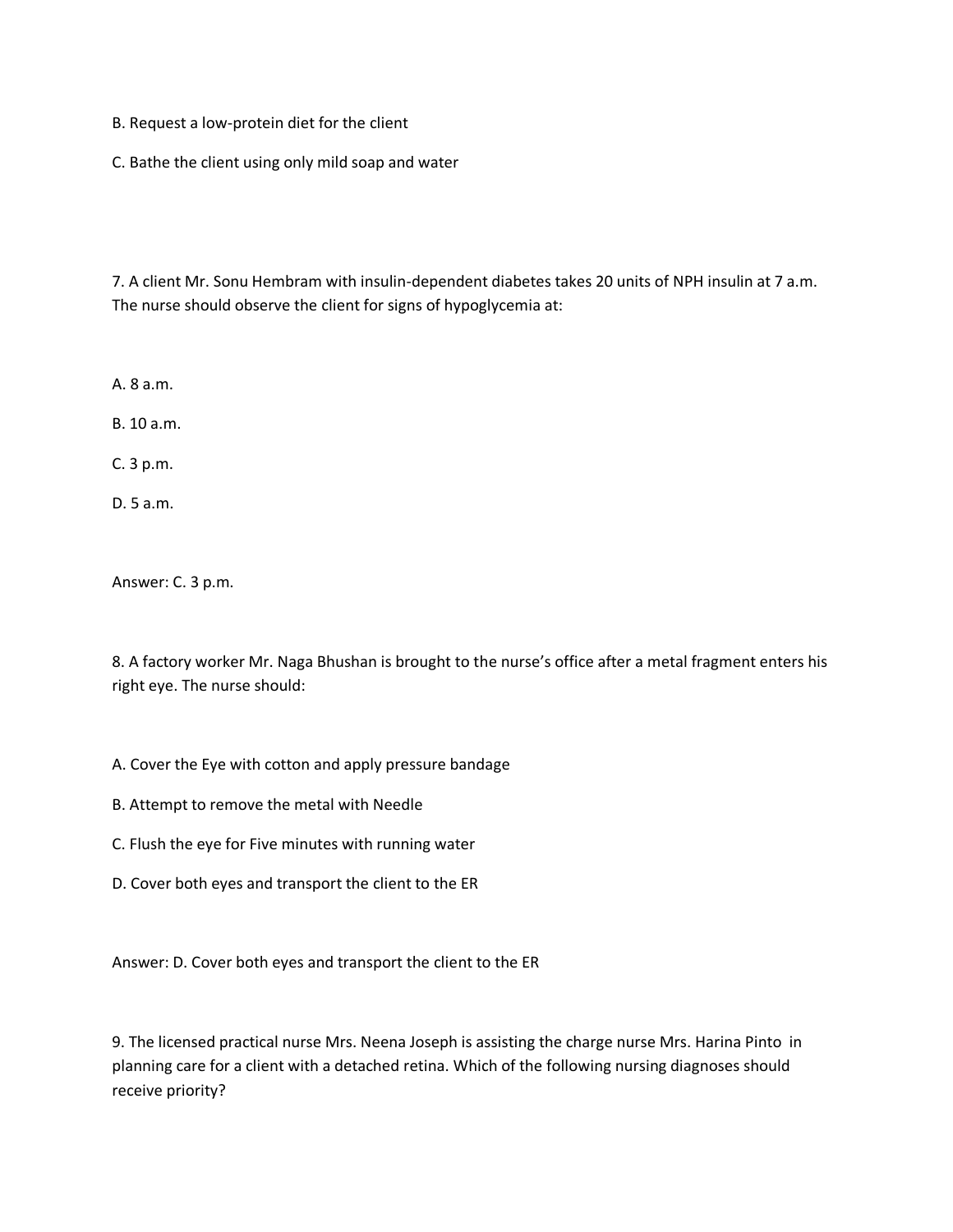B. Request a low-protein diet for the client

C. Bathe the client using only mild soap and water

7. A client Mr. Sonu Hembram with insulin-dependent diabetes takes 20 units of NPH insulin at 7 a.m. The nurse should observe the client for signs of hypoglycemia at:

A. 8 a.m.

B. 10 a.m.

C. 3 p.m.

D. 5 a.m.

Answer: C. 3 p.m.

8. A factory worker Mr. Naga Bhushan is brought to the nurse's office after a metal fragment enters his right eye. The nurse should:

A. Cover the Eye with cotton and apply pressure bandage

B. Attempt to remove the metal with Needle

C. Flush the eye for Five minutes with running water

D. Cover both eyes and transport the client to the ER

Answer: D. Cover both eyes and transport the client to the ER

9. The licensed practical nurse Mrs. Neena Joseph is assisting the charge nurse Mrs. Harina Pinto in planning care for a client with a detached retina. Which of the following nursing diagnoses should receive priority?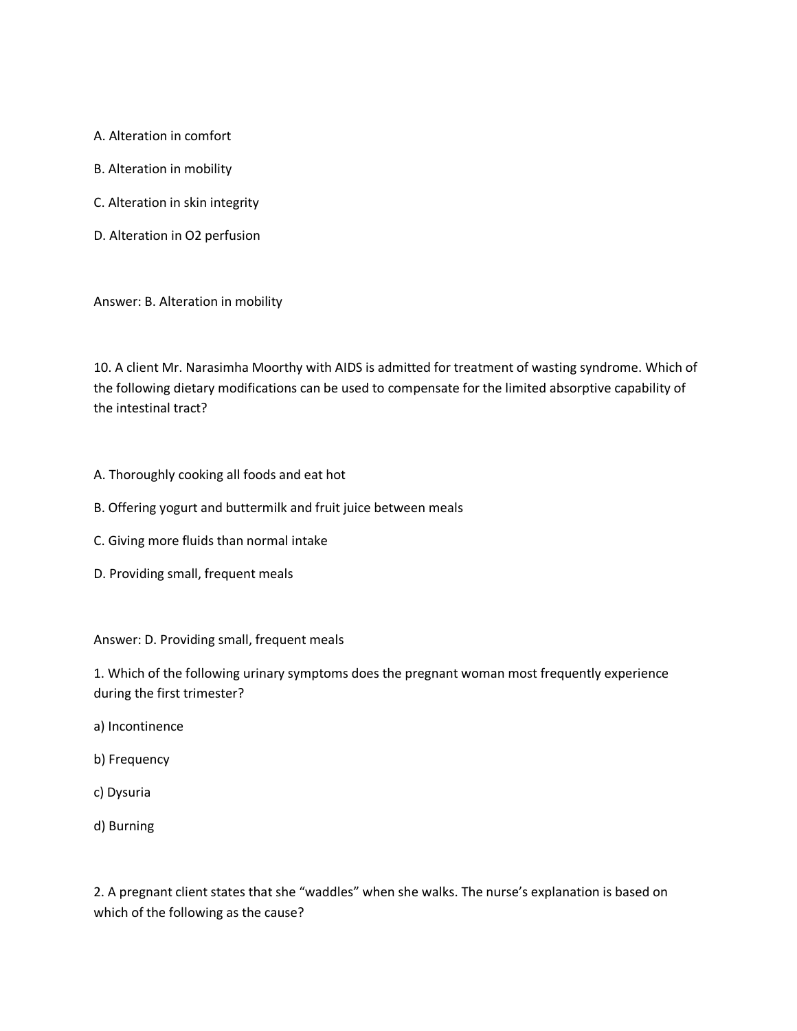A. Alteration in comfort

B. Alteration in mobility

C. Alteration in skin integrity

D. Alteration in O2 perfusion

Answer: B. Alteration in mobility

10. A client Mr. Narasimha Moorthy with AIDS is admitted for treatment of wasting syndrome. Which of the following dietary modifications can be used to compensate for the limited absorptive capability of the intestinal tract?

A. Thoroughly cooking all foods and eat hot

B. Offering yogurt and buttermilk and fruit juice between meals

C. Giving more fluids than normal intake

D. Providing small, frequent meals

Answer: D. Providing small, frequent meals

1. Which of the following urinary symptoms does the pregnant woman most frequently experience during the first trimester?

a) Incontinence

b) Frequency

c) Dysuria

d) Burning

2. A pregnant client states that she "waddles" when she walks. The nurse's explanation is based on which of the following as the cause?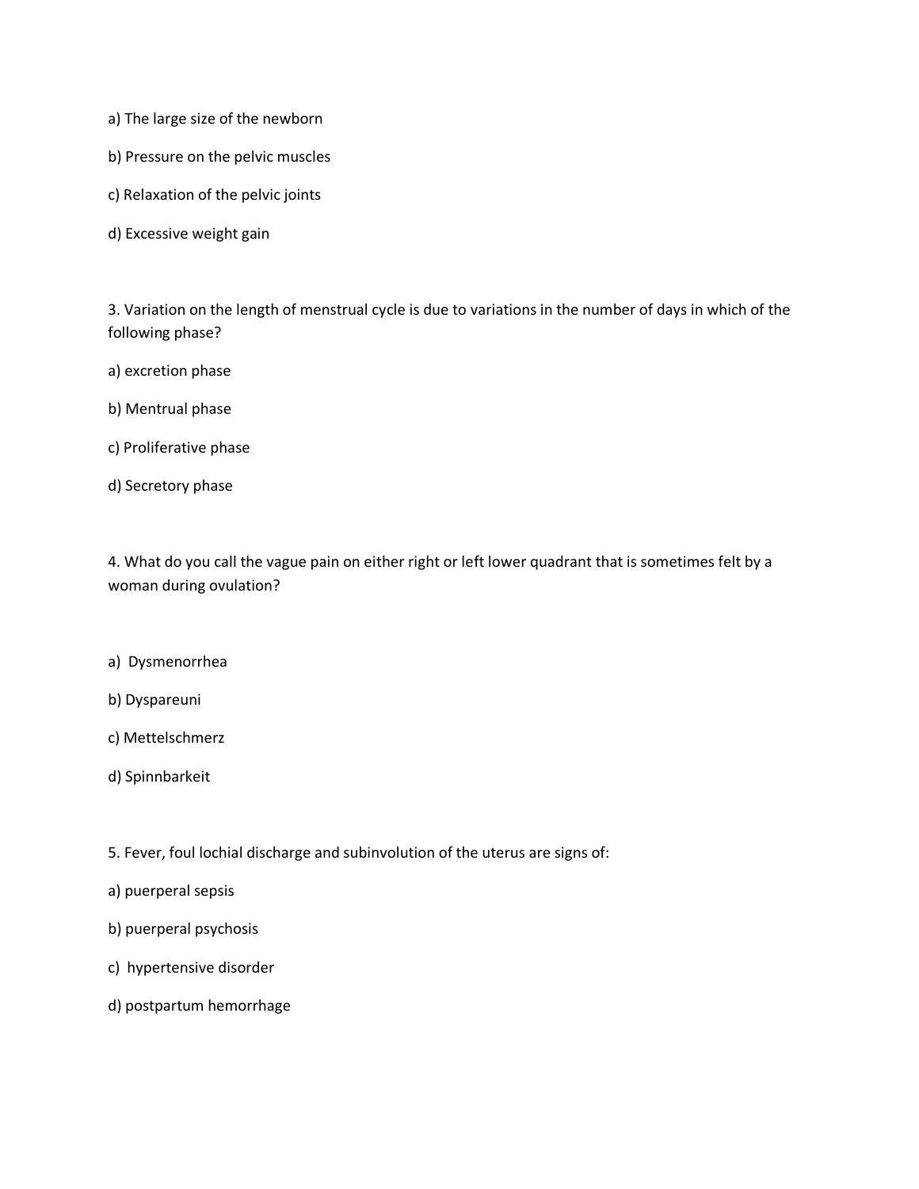a) The large size of the newborn

b) Pressure on the pelvic muscles

c) Relaxation of the pelvic joints

d) Excessive weight gain

3. Variation on the length of menstrual cycle is due to variations in the number of days in which of the following phase?

a) excretion phase

b) Mentrual phase

c) Proliferative phase

d) Secretory phase

4. What do you call the vague pain on either right or left lower quadrant that is sometimes felt by a woman during ovulation?

a) Dysmenorrhea

b) Dyspareuni

c) Mettelschmerz

d) Spinnbarkeit

5. Fever, foul lochial discharge and subinvolution of the uterus are signs of:

a) puerperal sepsis

b) puerperal psychosis

c) hypertensive disorder

d) postpartum hemorrhage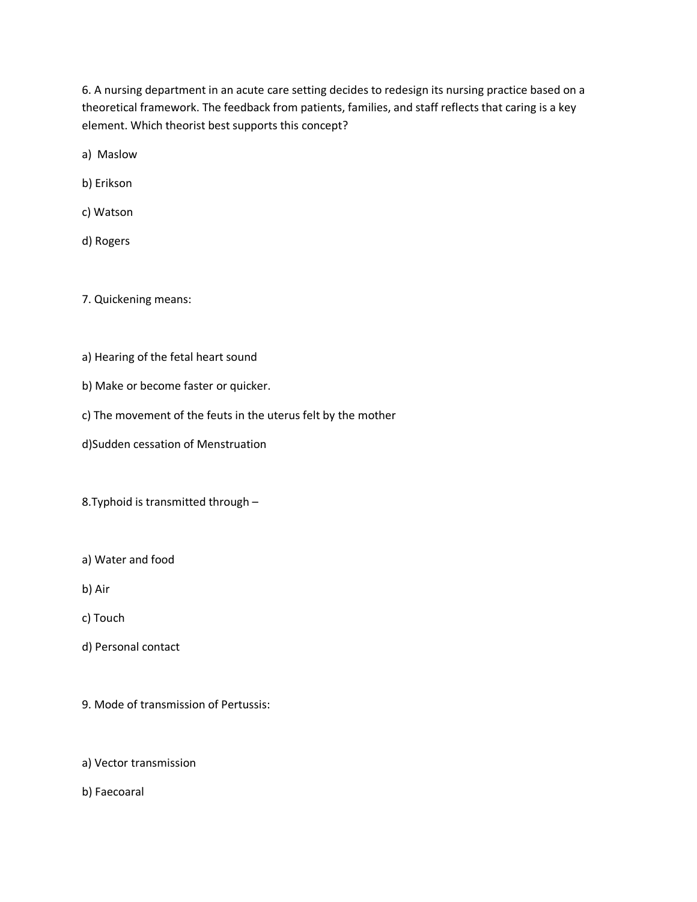6. A nursing department in an acute care setting decides to redesign its nursing practice based on a theoretical framework. The feedback from patients, families, and staff reflects that caring is a key element. Which theorist best supports this concept?

a)  Maslow

b) Erikson

c) Watson

d) Rogers

7. Quickening means:

a) Hearing of the fetal heart sound

b) Make or become faster or quicker.

c) The movement of the feuts in the uterus felt by the mother

d)Sudden cessation of Menstruation

8.Typhoid is transmitted through –

a) Water and food

b) Air

c) Touch

d) Personal contact

9. Mode of transmission of Pertussis:

a) Vector transmission

b) Faecoaral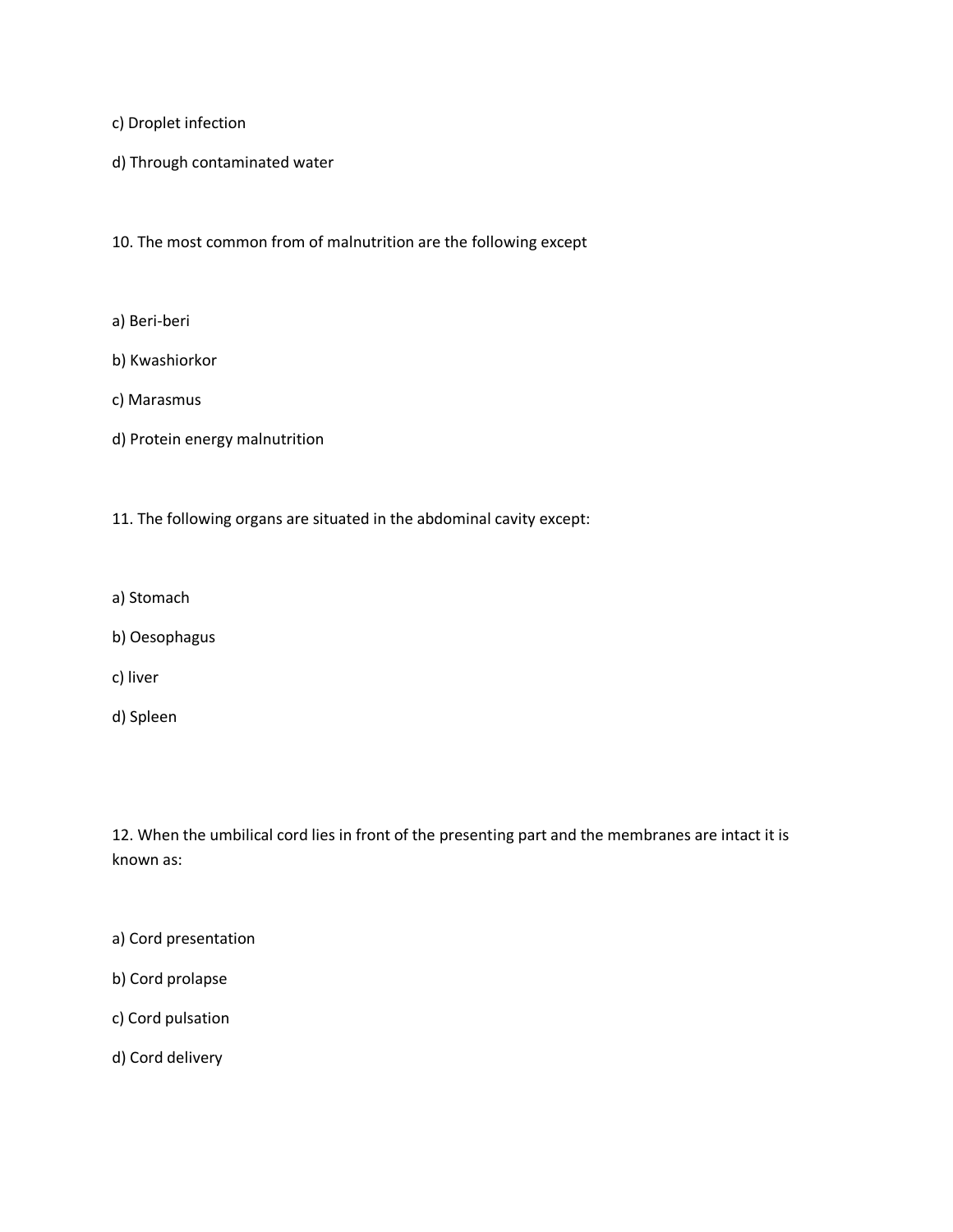c) Droplet infection

d) Through contaminated water

10. The most common from of malnutrition are the following except

a) Beri-beri

b) Kwashiorkor

c) Marasmus

d) Protein energy malnutrition

11. The following organs are situated in the abdominal cavity except:

a) Stomach

b) Oesophagus

c) liver

d) Spleen

12. When the umbilical cord lies in front of the presenting part and the membranes are intact it is known as:

a) Cord presentation

b) Cord prolapse

c) Cord pulsation

d) Cord delivery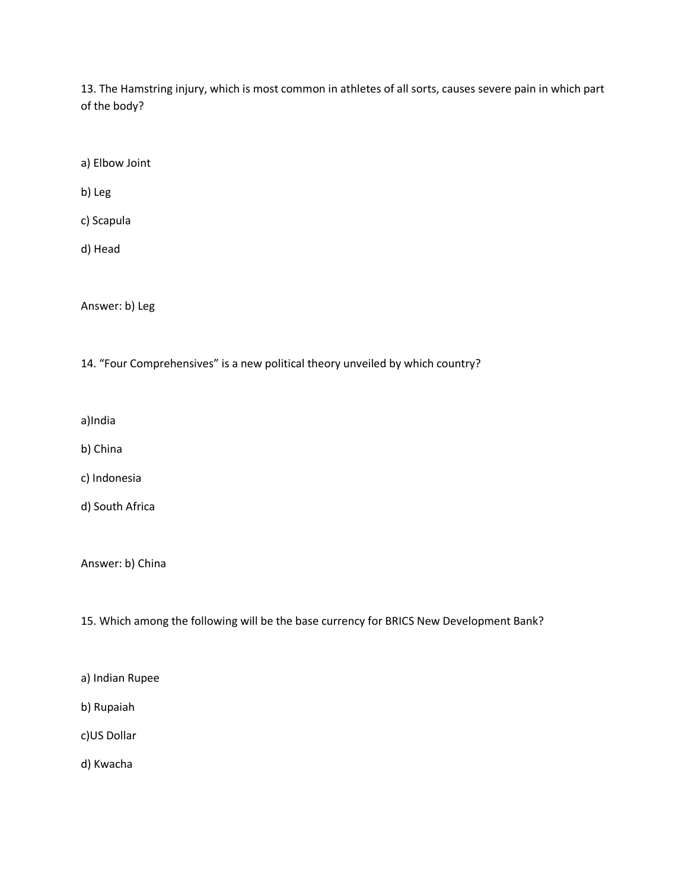13. The Hamstring injury, which is most common in athletes of all sorts, causes severe pain in which part of the body?

a) Elbow Joint

b) Leg

c) Scapula

d) Head

Answer: b) Leg

14. “Four Comprehensives” is a new political theory unveiled by which country?

a)India

b) China

c) Indonesia

d) South Africa

Answer: b) China

15. Which among the following will be the base currency for BRICS New Development Bank?

a) Indian Rupee

b) Rupaiah

c)US Dollar

d) Kwacha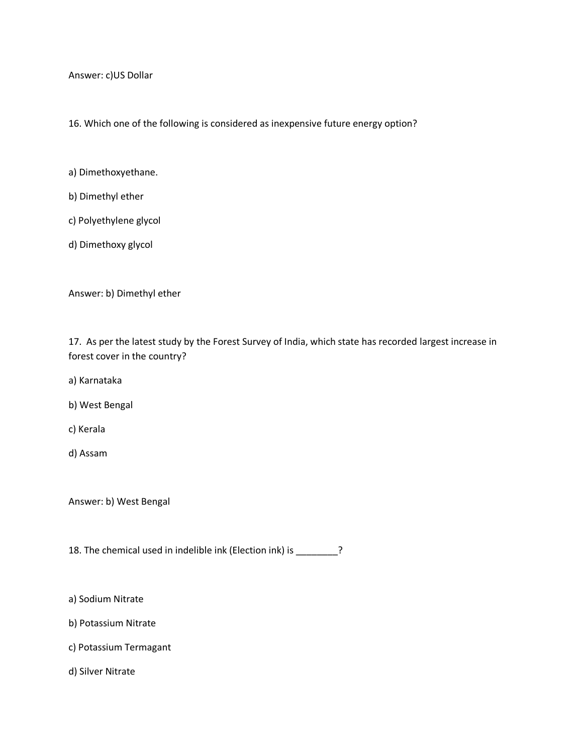Answer: c)US Dollar

16. Which one of the following is considered as inexpensive future energy option?

a) Dimethoxyethane.

b) Dimethyl ether

c) Polyethylene glycol

d) Dimethoxy glycol

Answer: b) Dimethyl ether

17. As per the latest study by the Forest Survey of India, which state has recorded largest increase in forest cover in the country?

a) Karnataka

b) West Bengal

c) Kerala

d) Assam

Answer: b) West Bengal

18. The chemical used in indelible ink (Election ink) is ________?

a) Sodium Nitrate

b) Potassium Nitrate

c) Potassium Termagant

d) Silver Nitrate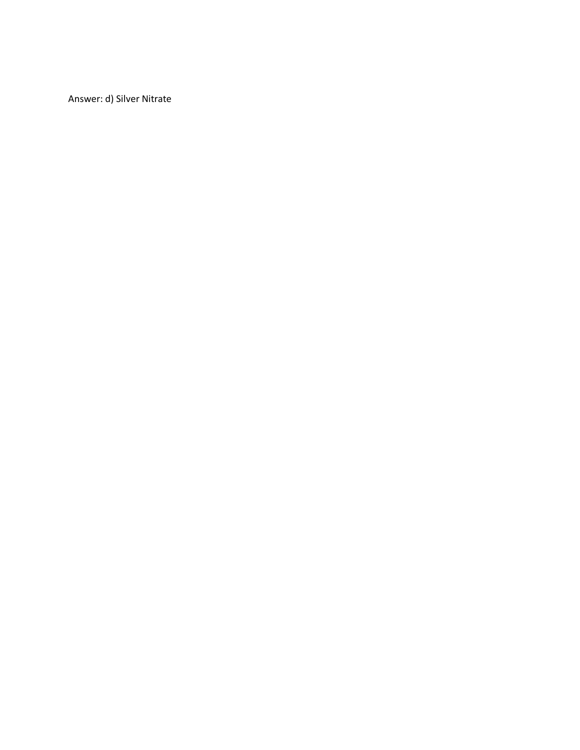Answer: d) Silver Nitrate